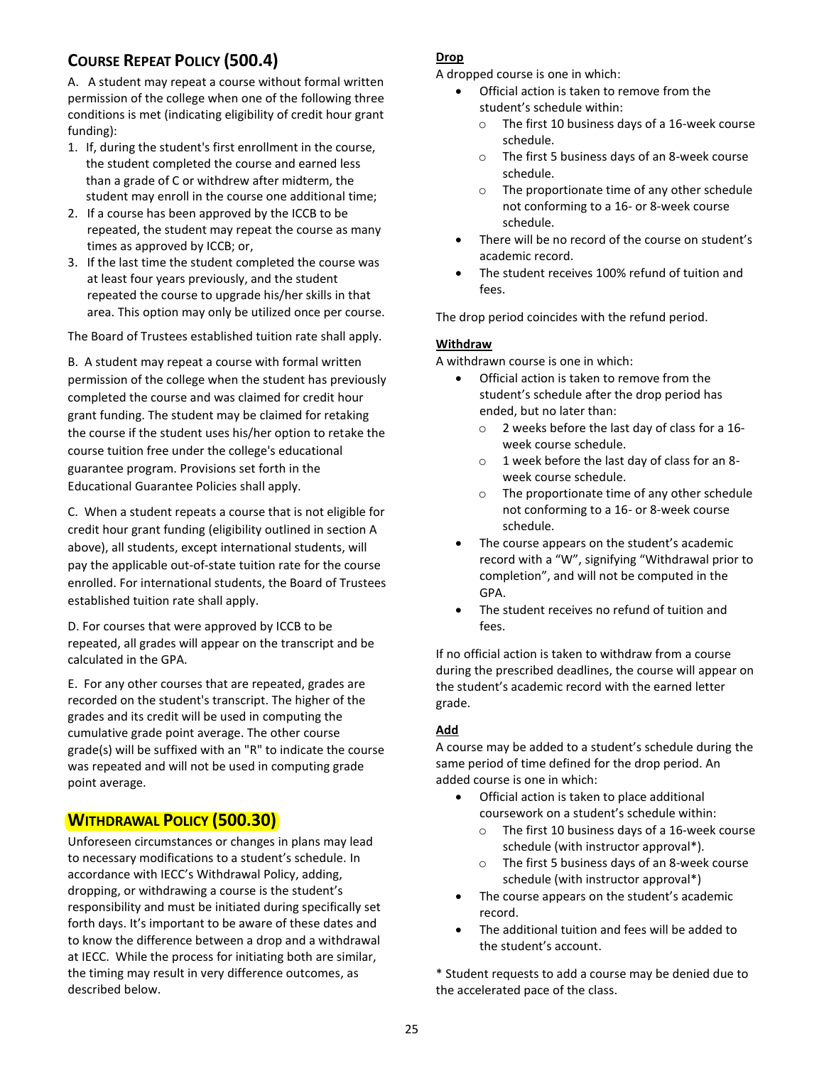## Course Repeat Policy (500.4)

A. A student may repeat a course without formal written permission of the college when one of the following three conditions is met (indicating eligibility of credit hour grant funding):

1. If, during the student's first enrollment in the course, the student completed the course and earned less than a grade of C or withdrew after midterm, the student may enroll in the course one additional time;
2. If a course has been approved by the ICCB to be repeated, the student may repeat the course as many times as approved by ICCB; or,
3. If the last time the student completed the course was at least four years previously, and the student repeated the course to upgrade his/her skills in that area. This option may only be utilized once per course.

The Board of Trustees established tuition rate shall apply.

B. A student may repeat a course with formal written permission of the college when the student has previously completed the course and was claimed for credit hour grant funding. The student may be claimed for retaking the course if the student uses his/her option to retake the course tuition free under the college's educational guarantee program. Provisions set forth in the Educational Guarantee Policies shall apply.

C. When a student repeats a course that is not eligible for credit hour grant funding (eligibility outlined in section A above), all students, except international students, will pay the applicable out-of-state tuition rate for the course enrolled. For international students, the Board of Trustees established tuition rate shall apply.

D. For courses that were approved by ICCB to be repeated, all grades will appear on the transcript and be calculated in the GPA.

E. For any other courses that are repeated, grades are recorded on the student's transcript. The higher of the grades and its credit will be used in computing the cumulative grade point average. The other course grade(s) will be suffixed with an "R" to indicate the course was repeated and will not be used in computing grade point average.

## Withdrawal Policy (500.30)

Unforeseen circumstances or changes in plans may lead to necessary modifications to a student's schedule. In accordance with IECC's Withdrawal Policy, adding, dropping, or withdrawing a course is the student's responsibility and must be initiated during specifically set forth days. It's important to be aware of these dates and to know the difference between a drop and a withdrawal at IECC. While the process for initiating both are similar, the timing may result in very difference outcomes, as described below.

**Drop**

A dropped course is one in which:

- Official action is taken to remove from the student's schedule within:
  - The first 10 business days of a 16-week course schedule.
  - The first 5 business days of an 8-week course schedule.
  - The proportionate time of any other schedule not conforming to a 16- or 8-week course schedule.
- There will be no record of the course on student's academic record.
- The student receives 100% refund of tuition and fees.

The drop period coincides with the refund period.

**Withdraw**

A withdrawn course is one in which:

- Official action is taken to remove from the student's schedule after the drop period has ended, but no later than:
  - 2 weeks before the last day of class for a 16-week course schedule.
  - 1 week before the last day of class for an 8-week course schedule.
  - The proportionate time of any other schedule not conforming to a 16- or 8-week course schedule.
- The course appears on the student's academic record with a "W", signifying "Withdrawal prior to completion", and will not be computed in the GPA.
- The student receives no refund of tuition and fees.

If no official action is taken to withdraw from a course during the prescribed deadlines, the course will appear on the student's academic record with the earned letter grade.

**Add**

A course may be added to a student's schedule during the same period of time defined for the drop period. An added course is one in which:

- Official action is taken to place additional coursework on a student's schedule within:
  - The first 10 business days of a 16-week course schedule (with instructor approval*).
  - The first 5 business days of an 8-week course schedule (with instructor approval*)
- The course appears on the student's academic record.
- The additional tuition and fees will be added to the student's account.

* Student requests to add a course may be denied due to the accelerated pace of the class.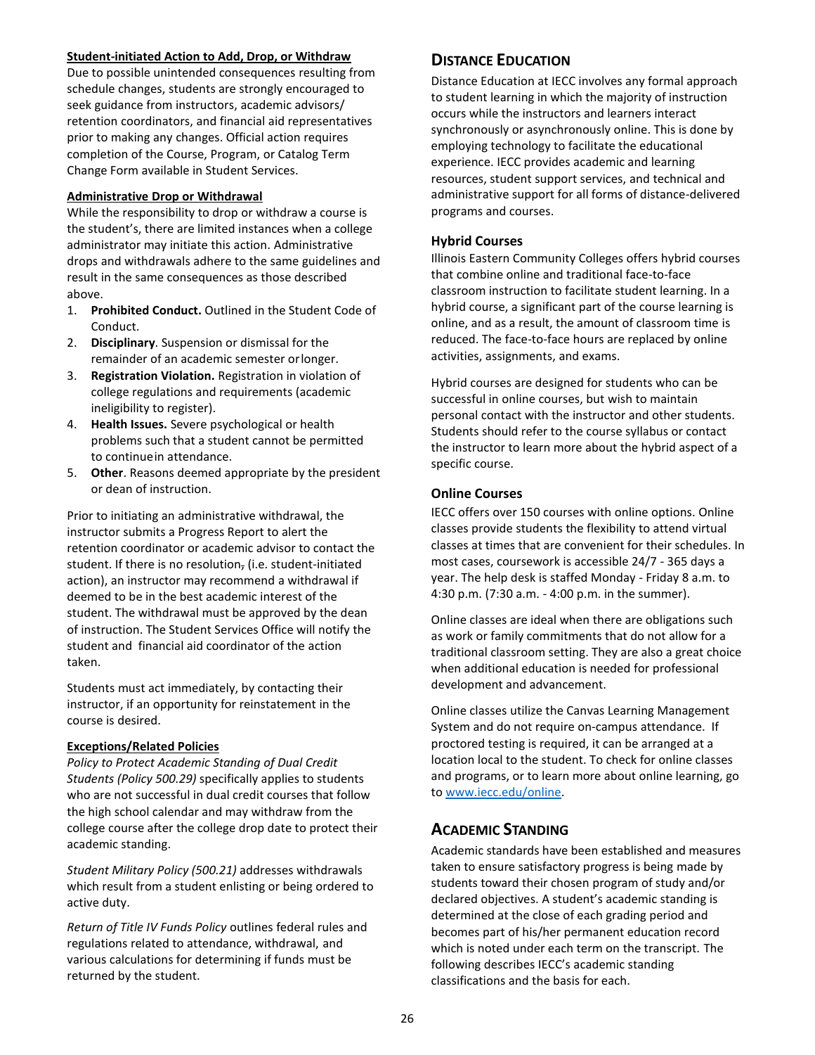#### Student-initiated Action to Add, Drop, or Withdraw

Due to possible unintended consequences resulting from schedule changes, students are strongly encouraged to seek guidance from instructors, academic advisors/ retention coordinators, and financial aid representatives prior to making any changes. Official action requires completion of the Course, Program, or Catalog Term Change Form available in Student Services.

#### Administrative Drop or Withdrawal

While the responsibility to drop or withdraw a course is the student's, there are limited instances when a college administrator may initiate this action. Administrative drops and withdrawals adhere to the same guidelines and result in the same consequences as those described above.

1. **Prohibited Conduct.** Outlined in the Student Code of Conduct.
2. **Disciplinary**. Suspension or dismissal for the remainder of an academic semester or longer.
3. **Registration Violation.** Registration in violation of college regulations and requirements (academic ineligibility to register).
4. **Health Issues.** Severe psychological or health problems such that a student cannot be permitted to continue in attendance.
5. **Other**. Reasons deemed appropriate by the president or dean of instruction.

Prior to initiating an administrative withdrawal, the instructor submits a Progress Report to alert the retention coordinator or academic advisor to contact the student. If there is no resolution, (i.e. student-initiated action), an instructor may recommend a withdrawal if deemed to be in the best academic interest of the student. The withdrawal must be approved by the dean of instruction. The Student Services Office will notify the student and financial aid coordinator of the action taken.

Students must act immediately, by contacting their instructor, if an opportunity for reinstatement in the course is desired.

#### Exceptions/Related Policies

*Policy to Protect Academic Standing of Dual Credit Students (Policy 500.29)* specifically applies to students who are not successful in dual credit courses that follow the high school calendar and may withdraw from the college course after the college drop date to protect their academic standing.

*Student Military Policy (500.21)* addresses withdrawals which result from a student enlisting or being ordered to active duty.

*Return of Title IV Funds Policy* outlines federal rules and regulations related to attendance, withdrawal, and various calculations for determining if funds must be returned by the student.

## Distance Education

Distance Education at IECC involves any formal approach to student learning in which the majority of instruction occurs while the instructors and learners interact synchronously or asynchronously online. This is done by employing technology to facilitate the educational experience. IECC provides academic and learning resources, student support services, and technical and administrative support for all forms of distance-delivered programs and courses.

### Hybrid Courses

Illinois Eastern Community Colleges offers hybrid courses that combine online and traditional face-to-face classroom instruction to facilitate student learning. In a hybrid course, a significant part of the course learning is online, and as a result, the amount of classroom time is reduced. The face-to-face hours are replaced by online activities, assignments, and exams.

Hybrid courses are designed for students who can be successful in online courses, but wish to maintain personal contact with the instructor and other students. Students should refer to the course syllabus or contact the instructor to learn more about the hybrid aspect of a specific course.

### Online Courses

IECC offers over 150 courses with online options. Online classes provide students the flexibility to attend virtual classes at times that are convenient for their schedules. In most cases, coursework is accessible 24/7 - 365 days a year. The help desk is staffed Monday - Friday 8 a.m. to 4:30 p.m. (7:30 a.m. - 4:00 p.m. in the summer).

Online classes are ideal when there are obligations such as work or family commitments that do not allow for a traditional classroom setting. They are also a great choice when additional education is needed for professional development and advancement.

Online classes utilize the Canvas Learning Management System and do not require on-campus attendance. If proctored testing is required, it can be arranged at a location local to the student. To check for online classes and programs, or to learn more about online learning, go to www.iecc.edu/online.

## Academic Standing

Academic standards have been established and measures taken to ensure satisfactory progress is being made by students toward their chosen program of study and/or declared objectives. A student's academic standing is determined at the close of each grading period and becomes part of his/her permanent education record which is noted under each term on the transcript. The following describes IECC's academic standing classifications and the basis for each.